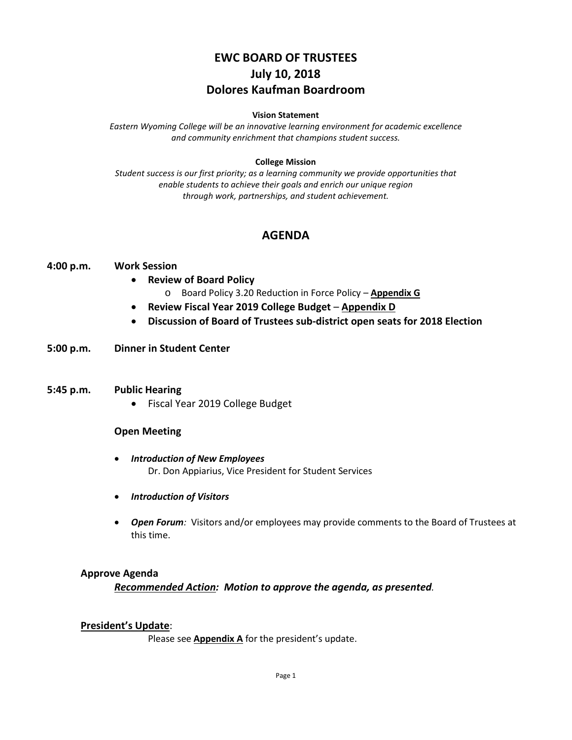# EWC BOARD OF TRUSTEES
# July 10, 2018
# Dolores Kaufman Boardroom

**Vision Statement**

*Eastern Wyoming College will be an innovative learning environment for academic excellence and community enrichment that champions student success.*

**College Mission**

*Student success is our first priority; as a learning community we provide opportunities that enable students to achieve their goals and enrich our unique region through work, partnerships, and student achievement.*

## AGENDA

**4:00 p.m. Work Session**

- **Review of Board Policy**
  - Board Policy 3.20 Reduction in Force Policy – **Appendix G**
- **Review Fiscal Year 2019 College Budget** – **Appendix D**
- **Discussion of Board of Trustees sub-district open seats for 2018 Election**

**5:00 p.m. Dinner in Student Center**

**5:45 p.m. Public Hearing**

- Fiscal Year 2019 College Budget

**Open Meeting**

- ***Introduction of New Employees***
  Dr. Don Appiarius, Vice President for Student Services
- ***Introduction of Visitors***
- ***Open Forum****:* Visitors and/or employees may provide comments to the Board of Trustees at this time.

**Approve Agenda**

***Recommended Action:** Motion to approve the agenda, as presented.*

**President's Update**:

Please see **Appendix A** for the president's update.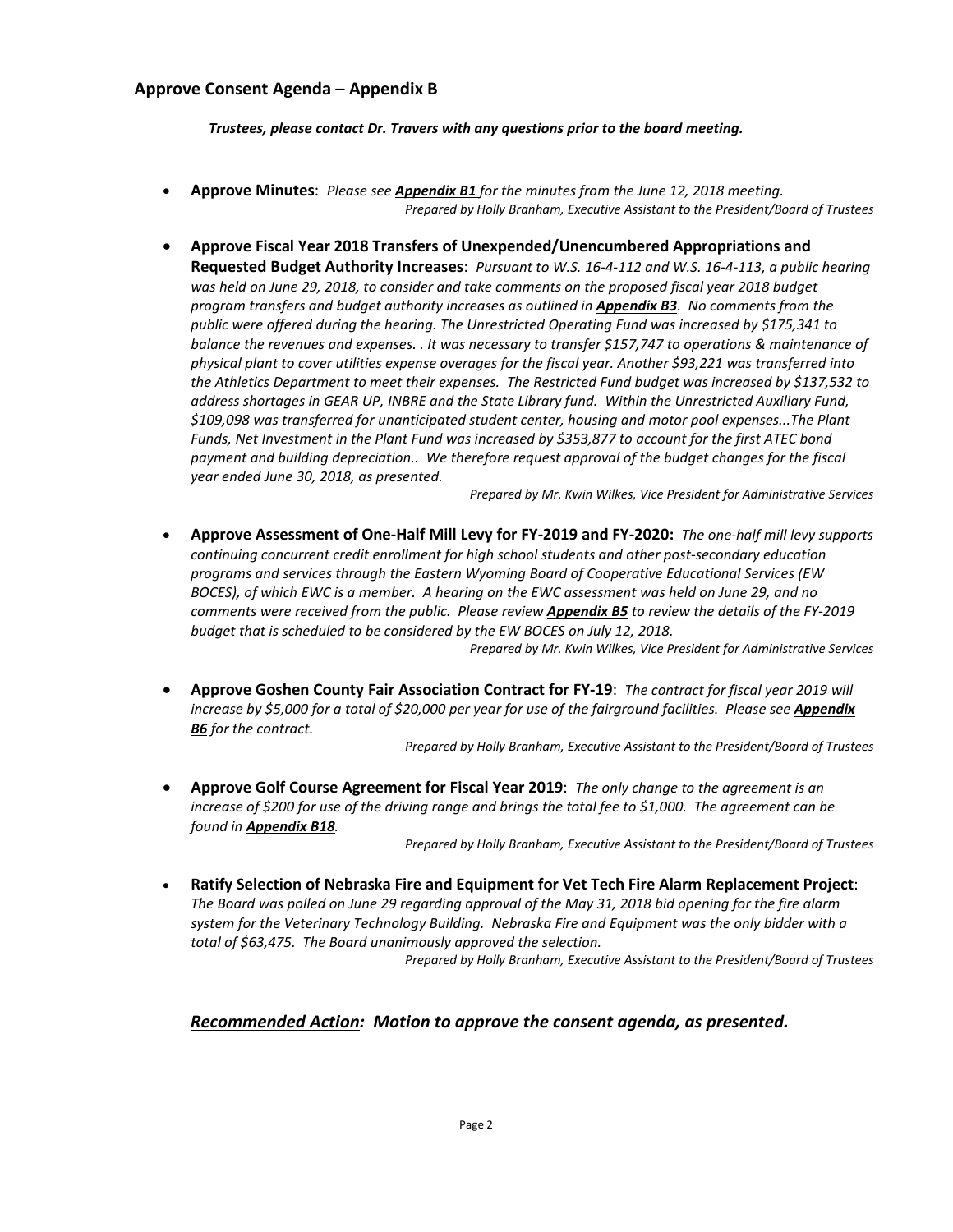## Approve Consent Agenda – Appendix B

***Trustees, please contact Dr. Travers with any questions prior to the board meeting.***

- **Approve Minutes**: *Please see **Appendix B1** for the minutes from the June 12, 2018 meeting.*
  *Prepared by Holly Branham, Executive Assistant to the President/Board of Trustees*

- **Approve Fiscal Year 2018 Transfers of Unexpended/Unencumbered Appropriations and Requested Budget Authority Increases**: *Pursuant to W.S. 16-4-112 and W.S. 16-4-113, a public hearing was held on June 29, 2018, to consider and take comments on the proposed fiscal year 2018 budget program transfers and budget authority increases as outlined in **Appendix B3**. No comments from the public were offered during the hearing. The Unrestricted Operating Fund was increased by $175,341 to balance the revenues and expenses. . It was necessary to transfer $157,747 to operations & maintenance of physical plant to cover utilities expense overages for the fiscal year. Another $93,221 was transferred into the Athletics Department to meet their expenses. The Restricted Fund budget was increased by $137,532 to address shortages in GEAR UP, INBRE and the State Library fund. Within the Unrestricted Auxiliary Fund, $109,098 was transferred for unanticipated student center, housing and motor pool expenses...The Plant Funds, Net Investment in the Plant Fund was increased by $353,877 to account for the first ATEC bond payment and building depreciation.. We therefore request approval of the budget changes for the fiscal year ended June 30, 2018, as presented.*
  *Prepared by Mr. Kwin Wilkes, Vice President for Administrative Services*

- **Approve Assessment of One-Half Mill Levy for FY-2019 and FY-2020:** *The one-half mill levy supports continuing concurrent credit enrollment for high school students and other post-secondary education programs and services through the Eastern Wyoming Board of Cooperative Educational Services (EW BOCES), of which EWC is a member. A hearing on the EWC assessment was held on June 29, and no comments were received from the public. Please review **Appendix B5** to review the details of the FY-2019 budget that is scheduled to be considered by the EW BOCES on July 12, 2018.*
  *Prepared by Mr. Kwin Wilkes, Vice President for Administrative Services*

- **Approve Goshen County Fair Association Contract for FY-19**: *The contract for fiscal year 2019 will increase by $5,000 for a total of $20,000 per year for use of the fairground facilities. Please see **Appendix B6** for the contract.*
  *Prepared by Holly Branham, Executive Assistant to the President/Board of Trustees*

- **Approve Golf Course Agreement for Fiscal Year 2019**: *The only change to the agreement is an increase of $200 for use of the driving range and brings the total fee to $1,000. The agreement can be found in **Appendix B18**.*
  *Prepared by Holly Branham, Executive Assistant to the President/Board of Trustees*

- **Ratify Selection of Nebraska Fire and Equipment for Vet Tech Fire Alarm Replacement Project**: *The Board was polled on June 29 regarding approval of the May 31, 2018 bid opening for the fire alarm system for the Veterinary Technology Building. Nebraska Fire and Equipment was the only bidder with a total of $63,475. The Board unanimously approved the selection.*
  *Prepared by Holly Branham, Executive Assistant to the President/Board of Trustees*

***Recommended Action:** **Motion to approve the consent agenda, as presented.***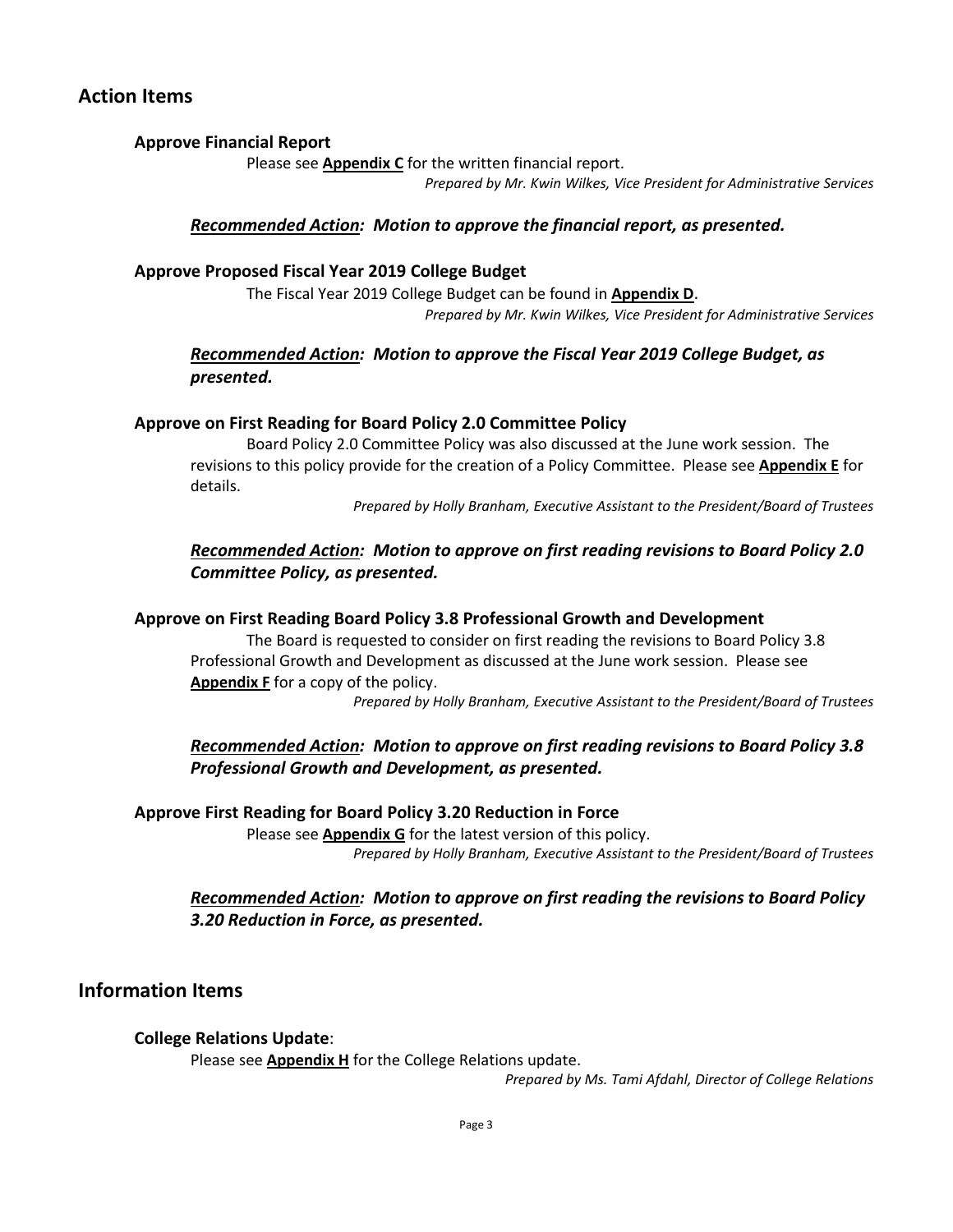## Action Items

### Approve Financial Report

Please see **Appendix C** for the written financial report.

*Prepared by Mr. Kwin Wilkes, Vice President for Administrative Services*

***Recommended Action:* Motion to approve the financial report, as presented.**

### Approve Proposed Fiscal Year 2019 College Budget

The Fiscal Year 2019 College Budget can be found in **Appendix D**.

*Prepared by Mr. Kwin Wilkes, Vice President for Administrative Services*

***Recommended Action:* Motion to approve the Fiscal Year 2019 College Budget, as presented.**

### Approve on First Reading for Board Policy 2.0 Committee Policy

Board Policy 2.0 Committee Policy was also discussed at the June work session. The revisions to this policy provide for the creation of a Policy Committee. Please see **Appendix E** for details.

*Prepared by Holly Branham, Executive Assistant to the President/Board of Trustees*

***Recommended Action:* Motion to approve on first reading revisions to Board Policy 2.0 Committee Policy, as presented.**

### Approve on First Reading Board Policy 3.8 Professional Growth and Development

The Board is requested to consider on first reading the revisions to Board Policy 3.8 Professional Growth and Development as discussed at the June work session. Please see **Appendix F** for a copy of the policy.

*Prepared by Holly Branham, Executive Assistant to the President/Board of Trustees*

***Recommended Action:* Motion to approve on first reading revisions to Board Policy 3.8 Professional Growth and Development, as presented.**

### Approve First Reading for Board Policy 3.20 Reduction in Force

Please see **Appendix G** for the latest version of this policy.

*Prepared by Holly Branham, Executive Assistant to the President/Board of Trustees*

***Recommended Action:* Motion to approve on first reading the revisions to Board Policy 3.20 Reduction in Force, as presented.**

## Information Items

### College Relations Update:

Please see **Appendix H** for the College Relations update.

*Prepared by Ms. Tami Afdahl, Director of College Relations*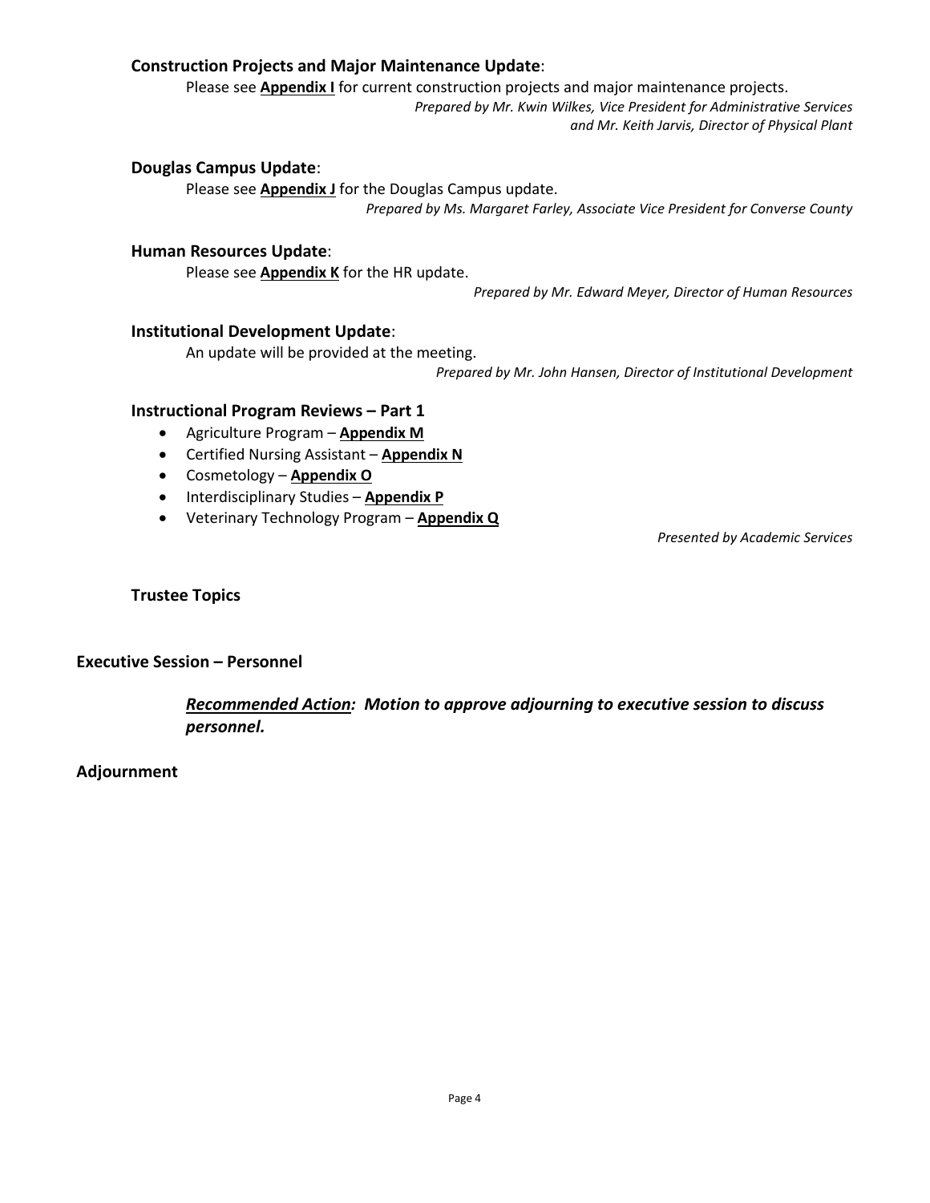### **Construction Projects and Major Maintenance Update**:

Please see **Appendix I** for current construction projects and major maintenance projects.

*Prepared by Mr. Kwin Wilkes, Vice President for Administrative Services and Mr. Keith Jarvis, Director of Physical Plant*

### **Douglas Campus Update**:

Please see **Appendix J** for the Douglas Campus update.

*Prepared by Ms. Margaret Farley, Associate Vice President for Converse County*

### **Human Resources Update**:

Please see **Appendix K** for the HR update.

*Prepared by Mr. Edward Meyer, Director of Human Resources*

### **Institutional Development Update**:

An update will be provided at the meeting.

*Prepared by Mr. John Hansen, Director of Institutional Development*

### **Instructional Program Reviews – Part 1**

- Agriculture Program – **Appendix M**
- Certified Nursing Assistant – **Appendix N**
- Cosmetology – **Appendix O**
- Interdisciplinary Studies – **Appendix P**
- Veterinary Technology Program – **Appendix Q**

*Presented by Academic Services*

### **Trustee Topics**

## **Executive Session – Personnel**

***Recommended Action:* *Motion to approve adjourning to executive session to discuss personnel.***

## **Adjournment**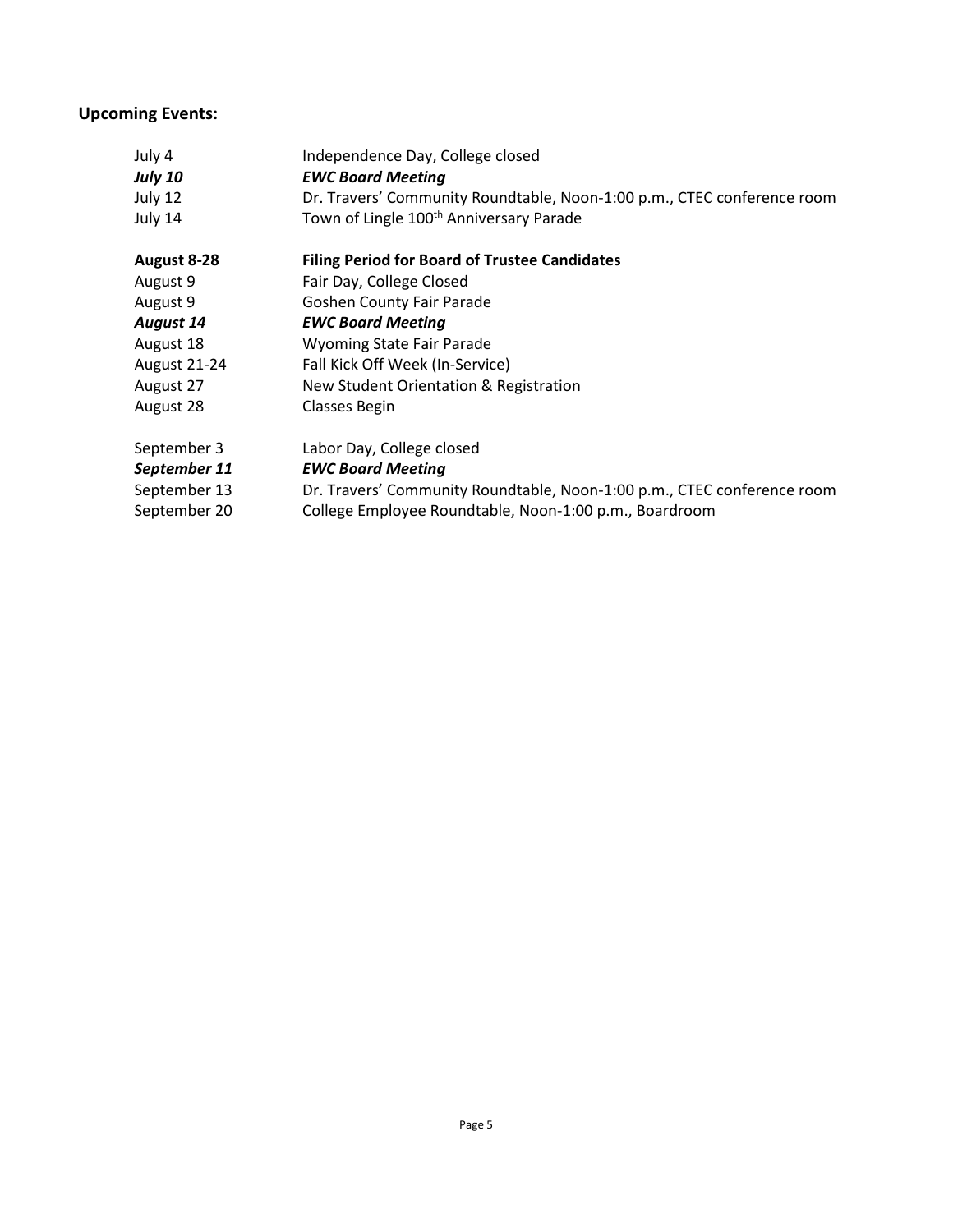**<u>Upcoming Events</u>:**

| | |
|---|---|
| July 4 | Independence Day, College closed |
| ***July 10*** | ***EWC Board Meeting*** |
| July 12 | Dr. Travers' Community Roundtable, Noon-1:00 p.m., CTEC conference room |
| July 14 | Town of Lingle 100th Anniversary Parade |
| | |
| **August 8-28** | **Filing Period for Board of Trustee Candidates** |
| August 9 | Fair Day, College Closed |
| August 9 | Goshen County Fair Parade |
| ***August 14*** | ***EWC Board Meeting*** |
| August 18 | Wyoming State Fair Parade |
| August 21-24 | Fall Kick Off Week (In-Service) |
| August 27 | New Student Orientation & Registration |
| August 28 | Classes Begin |
| | |
| September 3 | Labor Day, College closed |
| ***September 11*** | ***EWC Board Meeting*** |
| September 13 | Dr. Travers' Community Roundtable, Noon-1:00 p.m., CTEC conference room |
| September 20 | College Employee Roundtable, Noon-1:00 p.m., Boardroom |